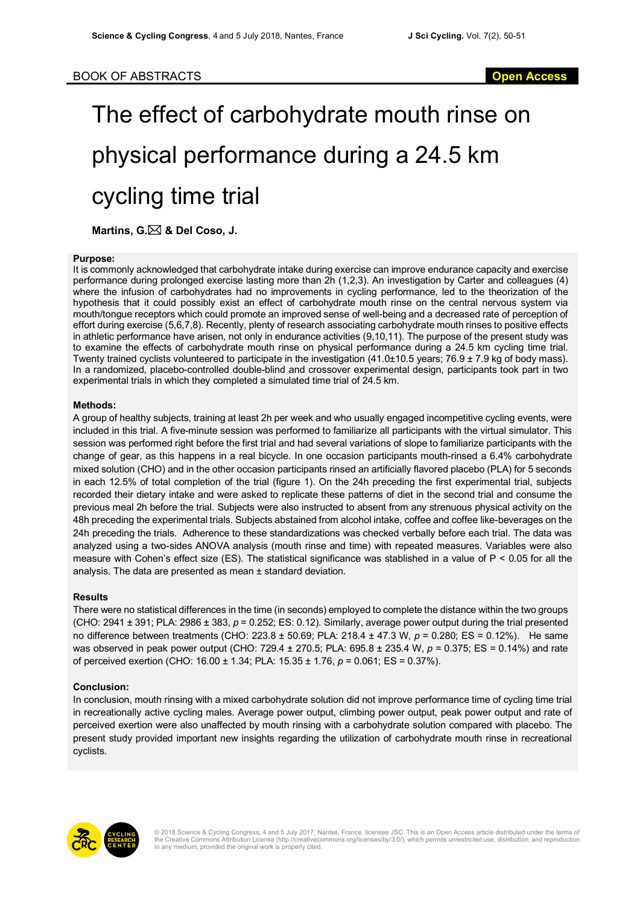BOOK OF ABSTRACTS **Open Access**

# The effect of carbohydrate mouth rinse on physical performance during a 24.5 km cycling time trial

**Martins, G.✉ & Del Coso, J.**

### Purpose:

It is commonly acknowledged that carbohydrate intake during exercise can improve endurance capacity and exercise performance during prolonged exercise lasting more than 2h (1,2,3). An investigation by Carter and colleagues (4) where the infusion of carbohydrates had no improvements in cycling performance, led to the theorization of the hypothesis that it could possibly exist an effect of carbohydrate mouth rinse on the central nervous system via mouth/tongue receptors which could promote an improved sense of well-being and a decreased rate of perception of effort during exercise (5,6,7,8). Recently, plenty of research associating carbohydrate mouth rinses to positive effects in athletic performance have arisen, not only in endurance activities (9,10,11). The purpose of the present study was to examine the effects of carbohydrate mouth rinse on physical performance during a 24.5 km cycling time trial. Twenty trained cyclists volunteered to participate in the investigation (41.0±10.5 years; 76.9 ± 7.9 kg of body mass). In a randomized, placebo-controlled double-blind and crossover experimental design, participants took part in two experimental trials in which they completed a simulated time trial of 24.5 km.

### Methods:

A group of healthy subjects, training at least 2h per week and who usually engaged incompetitive cycling events, were included in this trial. A five-minute session was performed to familiarize all participants with the virtual simulator. This session was performed right before the first trial and had several variations of slope to familiarize participants with the change of gear, as this happens in a real bicycle. In one occasion participants mouth-rinsed a 6.4% carbohydrate mixed solution (CHO) and in the other occasion participants rinsed an artificially flavored placebo (PLA) for 5 seconds in each 12.5% of total completion of the trial (figure 1). On the 24h preceding the first experimental trial, subjects recorded their dietary intake and were asked to replicate these patterns of diet in the second trial and consume the previous meal 2h before the trial. Subjects were also instructed to absent from any strenuous physical activity on the 48h preceding the experimental trials. Subjects abstained from alcohol intake, coffee and coffee like-beverages on the 24h preceding the trials. Adherence to these standardizations was checked verbally before each trial. The data was analyzed using a two-sides ANOVA analysis (mouth rinse and time) with repeated measures. Variables were also measure with Cohen's effect size (ES). The statistical significance was stablished in a value of $P < 0.05$ for all the analysis. The data are presented as mean ± standard deviation.

### Results

There were no statistical differences in the time (in seconds) employed to complete the distance within the two groups (CHO: 2941 ± 391; PLA: 2986 ± 383, $p = 0.252$; ES: 0.12). Similarly, average power output during the trial presented no difference between treatments (CHO: 223.8 ± 50.69; PLA: 218.4 ± 47.3 W, $p = 0.280$; ES = 0.12%). He same was observed in peak power output (CHO: 729.4 ± 270.5; PLA: 695.8 ± 235.4 W, $p = 0.375$; ES = 0.14%) and rate of perceived exertion (CHO: 16.00 ± 1.34; PLA: 15.35 ± 1.76, $p = 0.061$; ES = 0.37%).

### Conclusion:

In conclusion, mouth rinsing with a mixed carbohydrate solution did not improve performance time of cycling time trial in recreationally active cycling males. Average power output, climbing power output, peak power output and rate of perceived exertion were also unaffected by mouth rinsing with a carbohydrate solution compared with placebo. The present study provided important new insights regarding the utilization of carbohydrate mouth rinse in recreational cyclists.

© 2018 Science & Cycling Congress, 4 and 5 July 2017, Nantes, France. licensee JSC. This is an Open Access article distributed under the terms of the Creative Commons Attribution License (http://creativecommons.org/licenses/by/3.0/), which permits unrestricted use, distribution, and reproduction in any medium, provided the original work is properly cited.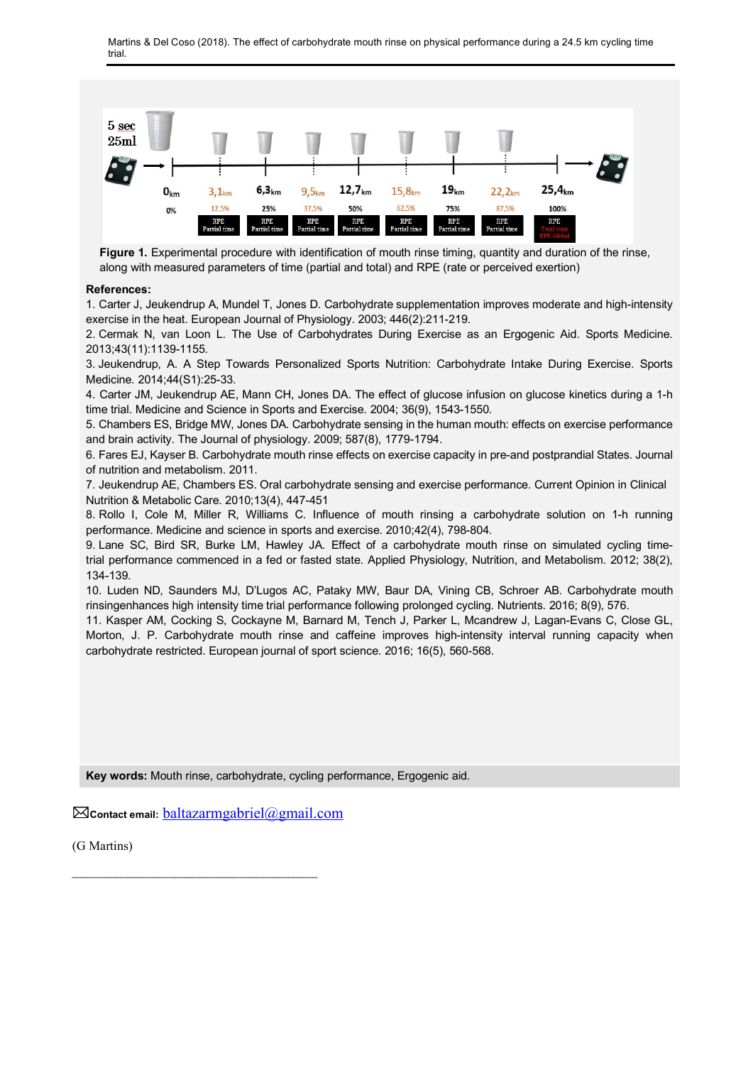5 sec
25ml

0km
0%

3,1km
12,5%
RPE
Partial time

6,3km
25%
RPE
Partial time

9,5km
37,5%
RPE
Partial time

12,7km
50%
RPE
Partial time

15,8km
62,5%
RPE
Partial time

19km
75%
RPE
Partial time

22,2km
87,5%
RPE
Partial time

25,4km
100%
RPE
Total time
RPE Global

**Figure 1.** Experimental procedure with identification of mouth rinse timing, quantity and duration of the rinse, along with measured parameters of time (partial and total) and RPE (rate or perceived exertion)

**References:**

1. Carter J, Jeukendrup A, Mundel T, Jones D. Carbohydrate supplementation improves moderate and high-intensity exercise in the heat. European Journal of Physiology. 2003; 446(2):211-219.
2. Cermak N, van Loon L. The Use of Carbohydrates During Exercise as an Ergogenic Aid. Sports Medicine. 2013;43(11):1139-1155.
3. Jeukendrup, A. A Step Towards Personalized Sports Nutrition: Carbohydrate Intake During Exercise. Sports Medicine. 2014;44(S1):25-33.
4. Carter JM, Jeukendrup AE, Mann CH, Jones DA. The effect of glucose infusion on glucose kinetics during a 1-h time trial. Medicine and Science in Sports and Exercise. 2004; 36(9), 1543-1550.
5. Chambers ES, Bridge MW, Jones DA. Carbohydrate sensing in the human mouth: effects on exercise performance and brain activity. The Journal of physiology. 2009; 587(8), 1779-1794.
6. Fares EJ, Kayser B. Carbohydrate mouth rinse effects on exercise capacity in pre-and postprandial States. Journal of nutrition and metabolism. 2011.
7. Jeukendrup AE, Chambers ES. Oral carbohydrate sensing and exercise performance. Current Opinion in Clinical Nutrition & Metabolic Care. 2010;13(4), 447-451
8. Rollo I, Cole M, Miller R, Williams C. Influence of mouth rinsing a carbohydrate solution on 1-h running performance. Medicine and science in sports and exercise. 2010;42(4), 798-804.
9. Lane SC, Bird SR, Burke LM, Hawley JA. Effect of a carbohydrate mouth rinse on simulated cycling time-trial performance commenced in a fed or fasted state. Applied Physiology, Nutrition, and Metabolism. 2012; 38(2), 134-139.
10. Luden ND, Saunders MJ, D'Lugos AC, Pataky MW, Baur DA, Vining CB, Schroer AB. Carbohydrate mouth rinsingenhances high intensity time trial performance following prolonged cycling. Nutrients. 2016; 8(9), 576.
11. Kasper AM, Cocking S, Cockayne M, Barnard M, Tench J, Parker L, Mcandrew J, Lagan-Evans C, Close GL, Morton, J. P. Carbohydrate mouth rinse and caffeine improves high-intensity interval running capacity when carbohydrate restricted. European journal of sport science. 2016; 16(5), 560-568.

**Key words:** Mouth rinse, carbohydrate, cycling performance, Ergogenic aid.

**Contact email:** baltazarmgabriel@gmail.com

(G Martins)